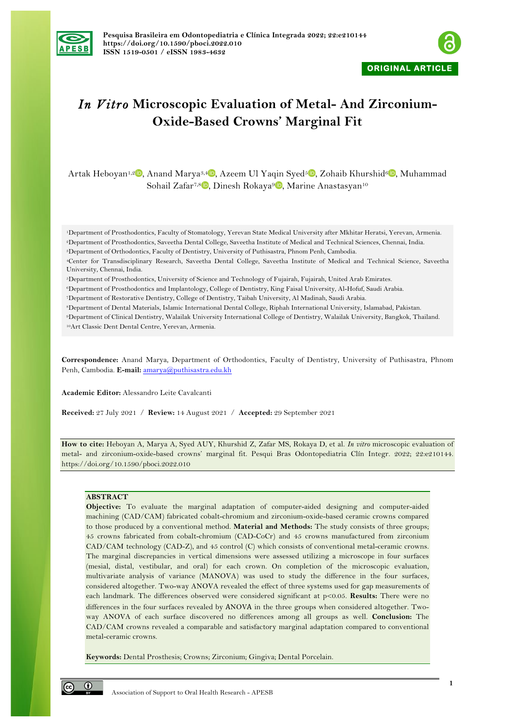Pesquisa Brasileira em Odontopediatria e Clínica Integrada 2022; 22:e210144
https://doi.org/10.1590/pboci.2022.010
ISSN 1519-0501 / eISSN 1983-4632

ORIGINAL ARTICLE

# *In Vitro* Microscopic Evaluation of Metal- And Zirconium-Oxide-Based Crowns' Marginal Fit

Artak Heboyan[1,2], Anand Marya[3,4], Azeem Ul Yaqin Syed[5], Zohaib Khurshid[6], Muhammad Sohail Zafar[7,8], Dinesh Rokaya[9], Marine Anastasyan[10]

[1]Department of Prosthodontics, Faculty of Stomatology, Yerevan State Medical University after Mkhitar Heratsi, Yerevan, Armenia.
[2]Department of Prosthodontics, Saveetha Dental College, Saveetha Institute of Medical and Technical Sciences, Chennai, India.
[3]Department of Orthodontics, Faculty of Dentistry, University of Puthisastra, Phnom Penh, Cambodia.
[4]Center for Transdisciplinary Research, Saveetha Dental College, Saveetha Institute of Medical and Technical Science, Saveetha University, Chennai, India.
[5]Department of Prosthodontics, University of Science and Technology of Fujairah, Fujairah, United Arab Emirates.
[6]Department of Prosthodontics and Implantology, College of Dentistry, King Faisal University, Al-Hofuf, Saudi Arabia.
[7]Department of Restorative Dentistry, College of Dentistry, Taibah University, Al Madinah, Saudi Arabia.
[8]Department of Dental Materials, Islamic International Dental College, Riphah International University, Islamabad, Pakistan.
[9]Department of Clinical Dentistry, Walailak University International College of Dentistry, Walailak University, Bangkok, Thailand.
[10]Art Classic Dent Dental Centre, Yerevan, Armenia.

**Correspondence:** Anand Marya, Department of Orthodontics, Faculty of Dentistry, University of Puthisastra, Phnom Penh, Cambodia. **E-mail:** amarya@puthisastra.edu.kh

**Academic Editor:** Alessandro Leite Cavalcanti

**Received:** 27 July 2021 / **Review:** 14 August 2021 / **Accepted:** 29 September 2021

**How to cite:** Heboyan A, Marya A, Syed AUY, Khurshid Z, Zafar MS, Rokaya D, et al. *In vitro* microscopic evaluation of metal- and zirconium-oxide-based crowns' marginal fit. Pesqui Bras Odontopediatria Clín Integr. 2022; 22:e210144. https://doi.org/10.1590/pboci.2022.010

## ABSTRACT

**Objective:** To evaluate the marginal adaptation of computer-aided designing and computer-aided machining (CAD/CAM) fabricated cobalt-chromium and zirconium-oxide-based ceramic crowns compared to those produced by a conventional method. **Material and Methods:** The study consists of three groups; 45 crowns fabricated from cobalt-chromium (CAD-CoCr) and 45 crowns manufactured from zirconium CAD/CAM technology (CAD-Z), and 45 control (C) which consists of conventional metal-ceramic crowns. The marginal discrepancies in vertical dimensions were assessed utilizing a microscope in four surfaces (mesial, distal, vestibular, and oral) for each crown. On completion of the microscopic evaluation, multivariate analysis of variance (MANOVA) was used to study the difference in the four surfaces, considered altogether. Two-way ANOVA revealed the effect of three systems used for gap measurements of each landmark. The differences observed were considered significant at $p<0.05$. **Results:** There were no differences in the four surfaces revealed by ANOVA in the three groups when considered altogether. Two-way ANOVA of each surface discovered no differences among all groups as well. **Conclusion:** The CAD/CAM crowns revealed a comparable and satisfactory marginal adaptation compared to conventional metal-ceramic crowns.

**Keywords:** Dental Prosthesis; Crowns; Zirconium; Gingiva; Dental Porcelain.

Association of Support to Oral Health Research - APESB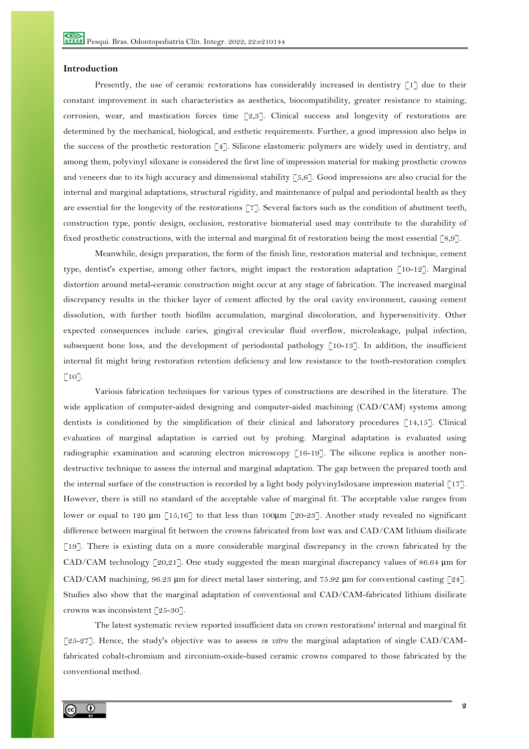## Introduction

Presently, the use of ceramic restorations has considerably increased in dentistry [1] due to their constant improvement in such characteristics as aesthetics, biocompatibility, greater resistance to staining, corrosion, wear, and mastication forces time [2,3]. Clinical success and longevity of restorations are determined by the mechanical, biological, and esthetic requirements. Further, a good impression also helps in the success of the prosthetic restoration [4]. Silicone elastomeric polymers are widely used in dentistry, and among them, polyvinyl siloxane is considered the first line of impression material for making prosthetic crowns and veneers due to its high accuracy and dimensional stability [5,6]. Good impressions are also crucial for the internal and marginal adaptations, structural rigidity, and maintenance of pulpal and periodontal health as they are essential for the longevity of the restorations [7]. Several factors such as the condition of abutment teeth, construction type, pontic design, occlusion, restorative biomaterial used may contribute to the durability of fixed prosthetic constructions, with the internal and marginal fit of restoration being the most essential [8,9].

Meanwhile, design preparation, the form of the finish line, restoration material and technique, cement type, dentist's expertise, among other factors, might impact the restoration adaptation [10-12]. Marginal distortion around metal-ceramic construction might occur at any stage of fabrication. The increased marginal discrepancy results in the thicker layer of cement affected by the oral cavity environment, causing cement dissolution, with further tooth biofilm accumulation, marginal discoloration, and hypersensitivity. Other expected consequences include caries, gingival crevicular fluid overflow, microleakage, pulpal infection, subsequent bone loss, and the development of periodontal pathology [10-13]. In addition, the insufficient internal fit might bring restoration retention deficiency and low resistance to the tooth-restoration complex [10].

Various fabrication techniques for various types of constructions are described in the literature. The wide application of computer-aided designing and computer-aided machining (CAD/CAM) systems among dentists is conditioned by the simplification of their clinical and laboratory procedures [14,15]. Clinical evaluation of marginal adaptation is carried out by probing. Marginal adaptation is evaluated using radiographic examination and scanning electron microscopy [16-19]. The silicone replica is another non-destructive technique to assess the internal and marginal adaptation. The gap between the prepared tooth and the internal surface of the construction is recorded by a light body polyvinylsiloxane impression material [17]. However, there is still no standard of the acceptable value of marginal fit. The acceptable value ranges from lower or equal to 120 μm [15,16] to that less than 100μm [20-23]. Another study revealed no significant difference between marginal fit between the crowns fabricated from lost wax and CAD/CAM lithium disilicate [19]. There is existing data on a more considerable marginal discrepancy in the crown fabricated by the CAD/CAM technology [20,21]. One study suggested the mean marginal discrepancy values of 86.64 μm for CAD/CAM machining, 96.23 μm for direct metal laser sintering, and 75.92 μm for conventional casting [24]. Studies also show that the marginal adaptation of conventional and CAD/CAM-fabricated lithium disilicate crowns was inconsistent [25-30].

The latest systematic review reported insufficient data on crown restorations' internal and marginal fit [25-27]. Hence, the study's objective was to assess *in vitro* the marginal adaptation of single CAD/CAM-fabricated cobalt-chromium and zirconium-oxide-based ceramic crowns compared to those fabricated by the conventional method.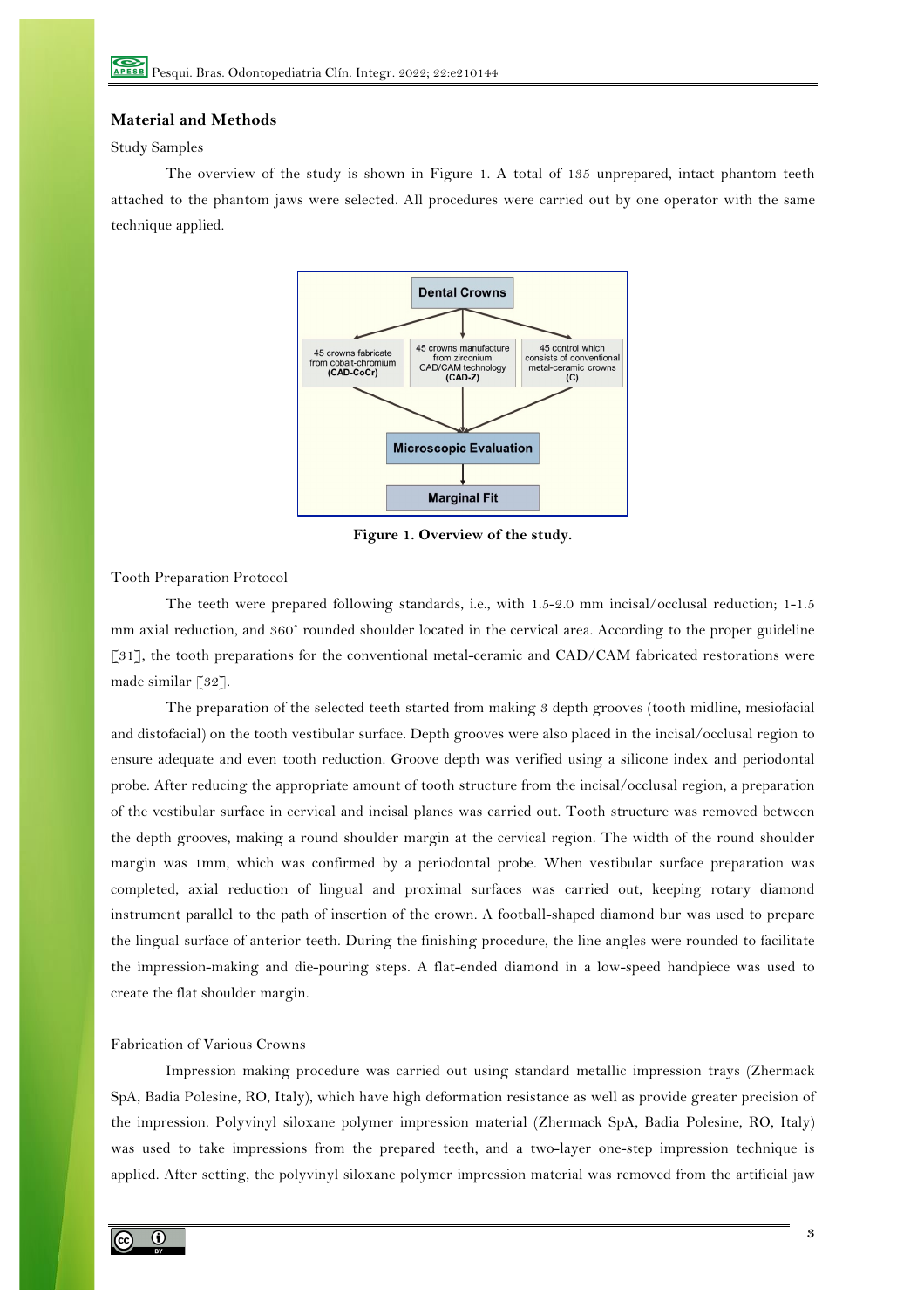## Material and Methods

Study Samples

The overview of the study is shown in Figure 1. A total of 135 unprepared, intact phantom teeth attached to the phantom jaws were selected. All procedures were carried out by one operator with the same technique applied.

**Figure 1. Overview of the study.**

Tooth Preparation Protocol

The teeth were prepared following standards, i.e., with 1.5-2.0 mm incisal/occlusal reduction; 1-1.5 mm axial reduction, and 360° rounded shoulder located in the cervical area. According to the proper guideline [31], the tooth preparations for the conventional metal-ceramic and CAD/CAM fabricated restorations were made similar [32].

The preparation of the selected teeth started from making 3 depth grooves (tooth midline, mesiofacial and distofacial) on the tooth vestibular surface. Depth grooves were also placed in the incisal/occlusal region to ensure adequate and even tooth reduction. Groove depth was verified using a silicone index and periodontal probe. After reducing the appropriate amount of tooth structure from the incisal/occlusal region, a preparation of the vestibular surface in cervical and incisal planes was carried out. Tooth structure was removed between the depth grooves, making a round shoulder margin at the cervical region. The width of the round shoulder margin was 1mm, which was confirmed by a periodontal probe. When vestibular surface preparation was completed, axial reduction of lingual and proximal surfaces was carried out, keeping rotary diamond instrument parallel to the path of insertion of the crown. A football-shaped diamond bur was used to prepare the lingual surface of anterior teeth. During the finishing procedure, the line angles were rounded to facilitate the impression-making and die-pouring steps. A flat-ended diamond in a low-speed handpiece was used to create the flat shoulder margin.

Fabrication of Various Crowns

Impression making procedure was carried out using standard metallic impression trays (Zhermack SpA, Badia Polesine, RO, Italy), which have high deformation resistance as well as provide greater precision of the impression. Polyvinyl siloxane polymer impression material (Zhermack SpA, Badia Polesine, RO, Italy) was used to take impressions from the prepared teeth, and a two-layer one-step impression technique is applied. After setting, the polyvinyl siloxane polymer impression material was removed from the artificial jaw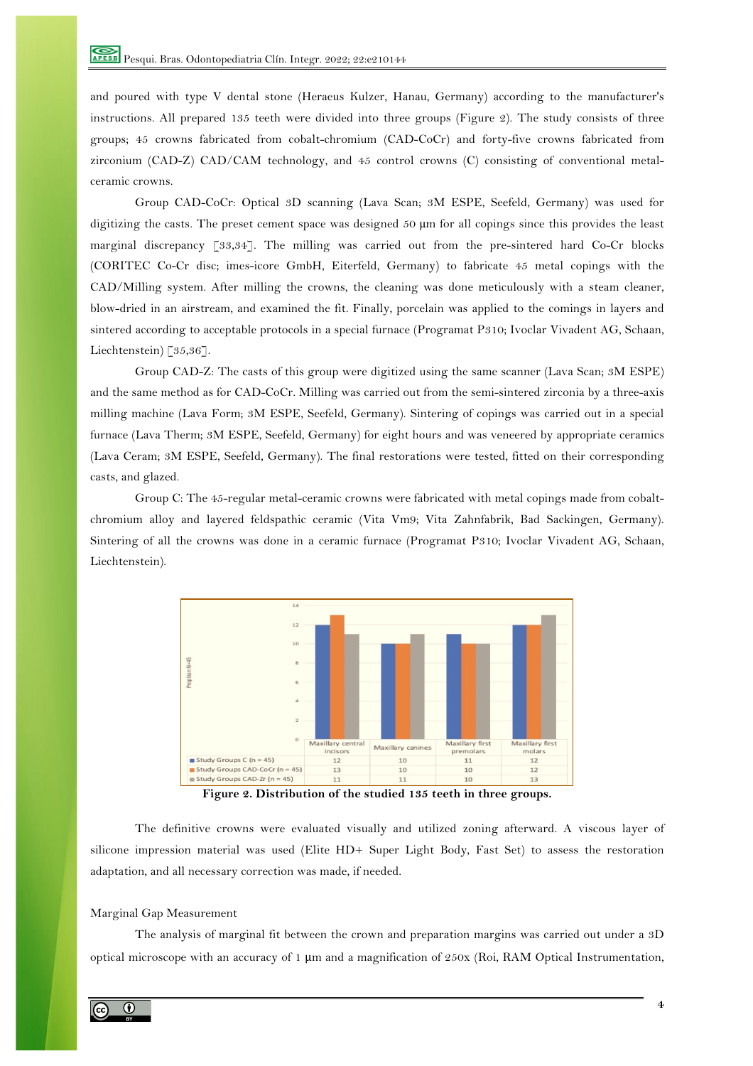and poured with type V dental stone (Heraeus Kulzer, Hanau, Germany) according to the manufacturer's instructions. All prepared 135 teeth were divided into three groups (Figure 2). The study consists of three groups; 45 crowns fabricated from cobalt-chromium (CAD-CoCr) and forty-five crowns fabricated from zirconium (CAD-Z) CAD/CAM technology, and 45 control crowns (C) consisting of conventional metal-ceramic crowns.

Group CAD-CoCr: Optical 3D scanning (Lava Scan; 3M ESPE, Seefeld, Germany) was used for digitizing the casts. The preset cement space was designed 50 μm for all copings since this provides the least marginal discrepancy [33,34]. The milling was carried out from the pre-sintered hard Co-Cr blocks (CORITEC Co-Cr disc; imes-icore GmbH, Eiterfeld, Germany) to fabricate 45 metal copings with the CAD/Milling system. After milling the crowns, the cleaning was done meticulously with a steam cleaner, blow-dried in an airstream, and examined the fit. Finally, porcelain was applied to the comings in layers and sintered according to acceptable protocols in a special furnace (Programat P310; Ivoclar Vivadent AG, Schaan, Liechtenstein) [35,36].

Group CAD-Z: The casts of this group were digitized using the same scanner (Lava Scan; 3M ESPE) and the same method as for CAD-CoCr. Milling was carried out from the semi-sintered zirconia by a three-axis milling machine (Lava Form; 3M ESPE, Seefeld, Germany). Sintering of copings was carried out in a special furnace (Lava Therm; 3M ESPE, Seefeld, Germany) for eight hours and was veneered by appropriate ceramics (Lava Ceram; 3M ESPE, Seefeld, Germany). The final restorations were tested, fitted on their corresponding casts, and glazed.

Group C: The 45-regular metal-ceramic crowns were fabricated with metal copings made from cobalt-chromium alloy and layered feldspathic ceramic (Vita Vm9; Vita Zahnfabrik, Bad Sackingen, Germany). Sintering of all the crowns was done in a ceramic furnace (Programat P310; Ivoclar Vivadent AG, Schaan, Liechtenstein).

| | Maxillary central incisors | Maxillary canines | Maxillary first premolars | Maxillary first molars |
|---|---|---|---|---|
| Study Groups C (n = 45) | 12 | 10 | 11 | 12 |
| Study Groups CAD-CoCr (n = 45) | 13 | 10 | 10 | 12 |
| Study Groups CAD-Zr (n = 45) | 11 | 11 | 10 | 13 |

**Figure 2. Distribution of the studied 135 teeth in three groups.**

The definitive crowns were evaluated visually and utilized zoning afterward. A viscous layer of silicone impression material was used (Elite HD+ Super Light Body, Fast Set) to assess the restoration adaptation, and all necessary correction was made, if needed.

Marginal Gap Measurement

The analysis of marginal fit between the crown and preparation margins was carried out under a 3D optical microscope with an accuracy of 1 μm and a magnification of 250x (Roi, RAM Optical Instrumentation,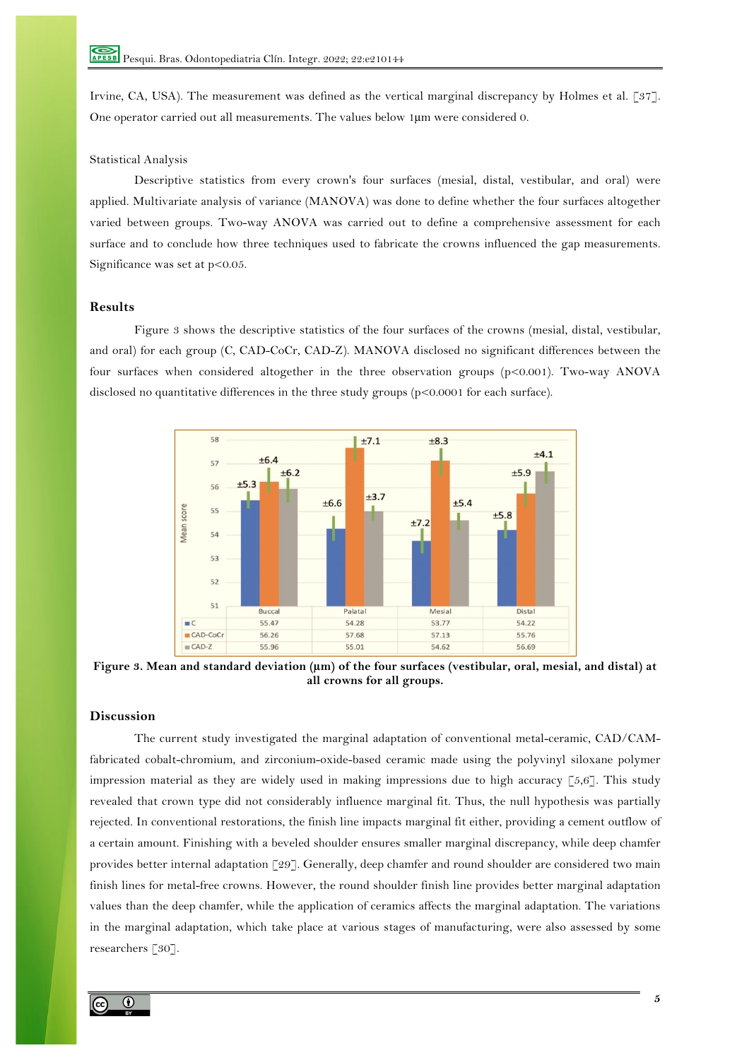Irvine, CA, USA). The measurement was defined as the vertical marginal discrepancy by Holmes et al. [37]. One operator carried out all measurements. The values below 1µm were considered 0.

### Statistical Analysis

Descriptive statistics from every crown's four surfaces (mesial, distal, vestibular, and oral) were applied. Multivariate analysis of variance (MANOVA) was done to define whether the four surfaces altogether varied between groups. Two-way ANOVA was carried out to define a comprehensive assessment for each surface and to conclude how three techniques used to fabricate the crowns influenced the gap measurements. Significance was set at $p<0.05$.

## Results

Figure 3 shows the descriptive statistics of the four surfaces of the crowns (mesial, distal, vestibular, and oral) for each group (C, CAD-CoCr, CAD-Z). MANOVA disclosed no significant differences between the four surfaces when considered altogether in the three observation groups ($p<0.001$). Two-way ANOVA disclosed no quantitative differences in the three study groups ($p<0.0001$ for each surface).

| | Buccal | Palatal | Mesial | Distal |
|---|---|---|---|---|
| C | 55.47 (±5.3) | 54.28 (±6.6) | 53.77 (±7.2) | 54.22 (±5.8) |
| CAD-CoCr | 56.26 (±6.4) | 57.68 (±7.1) | 57.13 (±8.3) | 55.76 (±5.9) |
| CAD-Z | 55.96 (±6.2) | 55.01 (±3.7) | 54.62 (±5.4) | 56.69 (±4.1) |

**Figure 3. Mean and standard deviation (µm) of the four surfaces (vestibular, oral, mesial, and distal) at all crowns for all groups.**

## Discussion

The current study investigated the marginal adaptation of conventional metal-ceramic, CAD/CAM-fabricated cobalt-chromium, and zirconium-oxide-based ceramic made using the polyvinyl siloxane polymer impression material as they are widely used in making impressions due to high accuracy [5,6]. This study revealed that crown type did not considerably influence marginal fit. Thus, the null hypothesis was partially rejected. In conventional restorations, the finish line impacts marginal fit either, providing a cement outflow of a certain amount. Finishing with a beveled shoulder ensures smaller marginal discrepancy, while deep chamfer provides better internal adaptation [29]. Generally, deep chamfer and round shoulder are considered two main finish lines for metal-free crowns. However, the round shoulder finish line provides better marginal adaptation values than the deep chamfer, while the application of ceramics affects the marginal adaptation. The variations in the marginal adaptation, which take place at various stages of manufacturing, were also assessed by some researchers [30].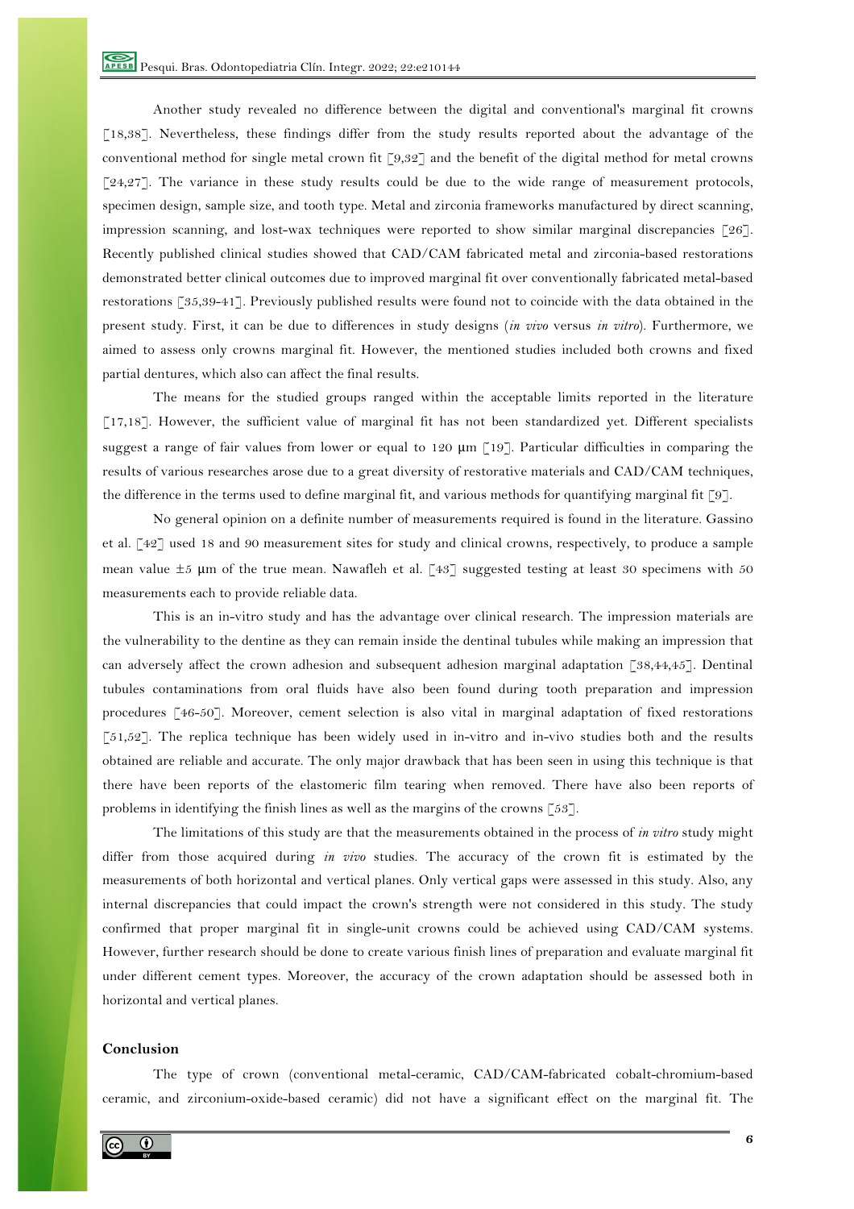Another study revealed no difference between the digital and conventional's marginal fit crowns [18,38]. Nevertheless, these findings differ from the study results reported about the advantage of the conventional method for single metal crown fit [9,32] and the benefit of the digital method for metal crowns [24,27]. The variance in these study results could be due to the wide range of measurement protocols, specimen design, sample size, and tooth type. Metal and zirconia frameworks manufactured by direct scanning, impression scanning, and lost-wax techniques were reported to show similar marginal discrepancies [26]. Recently published clinical studies showed that CAD/CAM fabricated metal and zirconia-based restorations demonstrated better clinical outcomes due to improved marginal fit over conventionally fabricated metal-based restorations [35,39-41]. Previously published results were found not to coincide with the data obtained in the present study. First, it can be due to differences in study designs (*in vivo* versus *in vitro*). Furthermore, we aimed to assess only crowns marginal fit. However, the mentioned studies included both crowns and fixed partial dentures, which also can affect the final results.

The means for the studied groups ranged within the acceptable limits reported in the literature [17,18]. However, the sufficient value of marginal fit has not been standardized yet. Different specialists suggest a range of fair values from lower or equal to 120 μm [19]. Particular difficulties in comparing the results of various researches arose due to a great diversity of restorative materials and CAD/CAM techniques, the difference in the terms used to define marginal fit, and various methods for quantifying marginal fit [9].

No general opinion on a definite number of measurements required is found in the literature. Gassino et al. [42] used 18 and 90 measurement sites for study and clinical crowns, respectively, to produce a sample mean value ±5 μm of the true mean. Nawafleh et al. [43] suggested testing at least 30 specimens with 50 measurements each to provide reliable data.

This is an in-vitro study and has the advantage over clinical research. The impression materials are the vulnerability to the dentine as they can remain inside the dentinal tubules while making an impression that can adversely affect the crown adhesion and subsequent adhesion marginal adaptation [38,44,45]. Dentinal tubules contaminations from oral fluids have also been found during tooth preparation and impression procedures [46-50]. Moreover, cement selection is also vital in marginal adaptation of fixed restorations [51,52]. The replica technique has been widely used in in-vitro and in-vivo studies both and the results obtained are reliable and accurate. The only major drawback that has been seen in using this technique is that there have been reports of the elastomeric film tearing when removed. There have also been reports of problems in identifying the finish lines as well as the margins of the crowns [53].

The limitations of this study are that the measurements obtained in the process of *in vitro* study might differ from those acquired during *in vivo* studies. The accuracy of the crown fit is estimated by the measurements of both horizontal and vertical planes. Only vertical gaps were assessed in this study. Also, any internal discrepancies that could impact the crown's strength were not considered in this study. The study confirmed that proper marginal fit in single-unit crowns could be achieved using CAD/CAM systems. However, further research should be done to create various finish lines of preparation and evaluate marginal fit under different cement types. Moreover, the accuracy of the crown adaptation should be assessed both in horizontal and vertical planes.

## Conclusion

The type of crown (conventional metal-ceramic, CAD/CAM-fabricated cobalt-chromium-based ceramic, and zirconium-oxide-based ceramic) did not have a significant effect on the marginal fit. The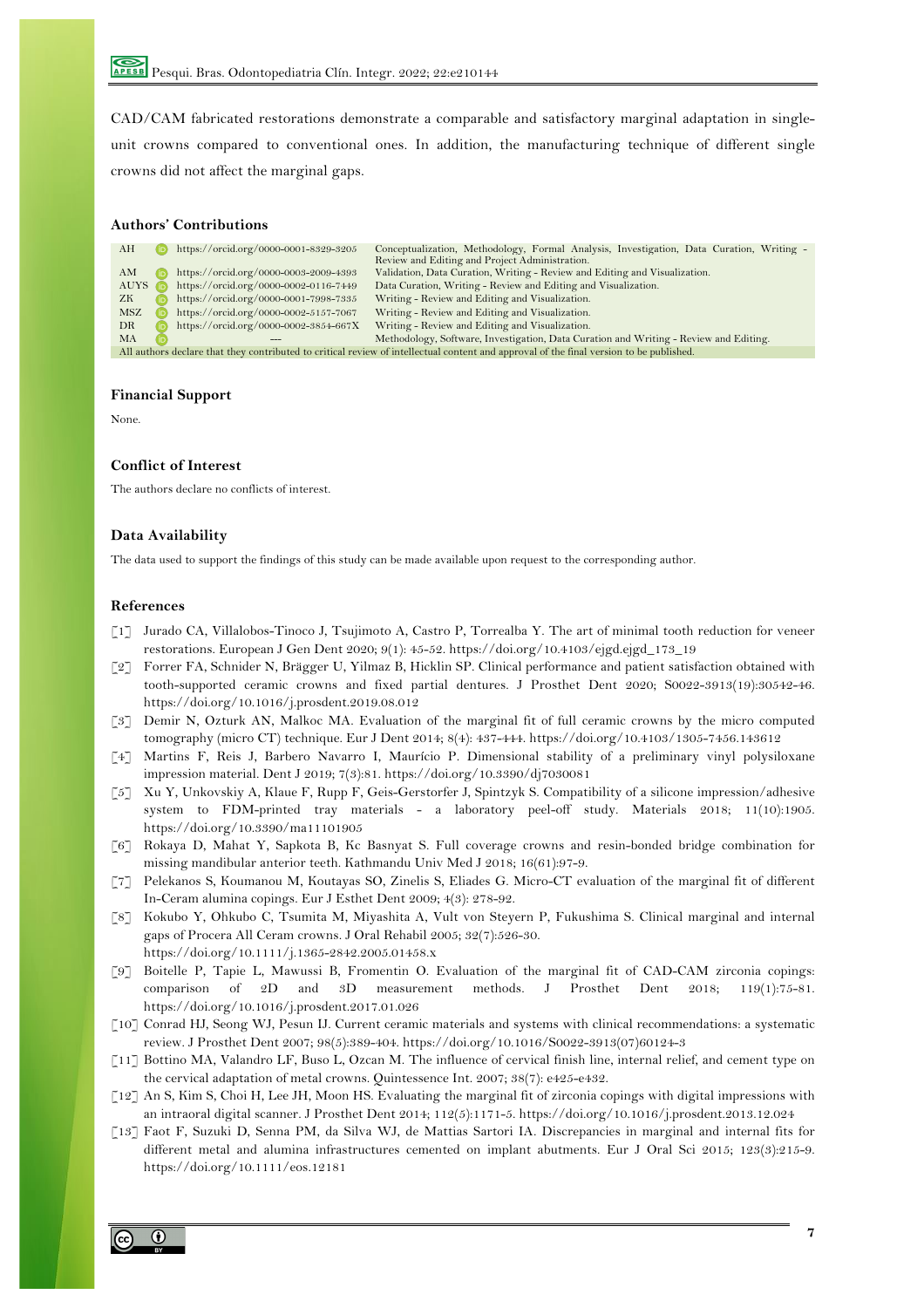CAD/CAM fabricated restorations demonstrate a comparable and satisfactory marginal adaptation in single-unit crowns compared to conventional ones. In addition, the manufacturing technique of different single crowns did not affect the marginal gaps.

### Authors' Contributions

| | | |
|---|---|---|
| AH | https://orcid.org/0000-0001-8329-3205 | Conceptualization, Methodology, Formal Analysis, Investigation, Data Curation, Writing - Review and Editing and Project Administration. |
| AM | https://orcid.org/0000-0003-2009-4393 | Validation, Data Curation, Writing - Review and Editing and Visualization. |
| AUYS | https://orcid.org/0000-0002-0116-7449 | Data Curation, Writing - Review and Editing and Visualization. |
| ZK | https://orcid.org/0000-0001-7998-7335 | Writing - Review and Editing and Visualization. |
| MSZ | https://orcid.org/0000-0002-5157-7067 | Writing - Review and Editing and Visualization. |
| DR | https://orcid.org/0000-0002-3854-667X | Writing - Review and Editing and Visualization. |
| MA | --- | Methodology, Software, Investigation, Data Curation and Writing - Review and Editing. |

All authors declare that they contributed to critical review of intellectual content and approval of the final version to be published.

### Financial Support

None.

### Conflict of Interest

The authors declare no conflicts of interest.

### Data Availability

The data used to support the findings of this study can be made available upon request to the corresponding author.

### References

[1] Jurado CA, Villalobos-Tinoco J, Tsujimoto A, Castro P, Torrealba Y. The art of minimal tooth reduction for veneer restorations. European J Gen Dent 2020; 9(1): 45-52. https://doi.org/10.4103/ejgd.ejgd_173_19

[2] Forrer FA, Schnider N, Brägger U, Yilmaz B, Hicklin SP. Clinical performance and patient satisfaction obtained with tooth-supported ceramic crowns and fixed partial dentures. J Prosthet Dent 2020; S0022-3913(19):30542-46. https://doi.org/10.1016/j.prosdent.2019.08.012

[3] Demir N, Ozturk AN, Malkoc MA. Evaluation of the marginal fit of full ceramic crowns by the micro computed tomography (micro CT) technique. Eur J Dent 2014; 8(4): 437-444. https://doi.org/10.4103/1305-7456.143612

[4] Martins F, Reis J, Barbero Navarro I, Maurício P. Dimensional stability of a preliminary vinyl polysiloxane impression material. Dent J 2019; 7(3):81. https://doi.org/10.3390/dj7030081

[5] Xu Y, Unkovskiy A, Klaue F, Rupp F, Geis-Gerstorfer J, Spintzyk S. Compatibility of a silicone impression/adhesive system to FDM-printed tray materials - a laboratory peel-off study. Materials 2018; 11(10):1905. https://doi.org/10.3390/ma11101905

[6] Rokaya D, Mahat Y, Sapkota B, Kc Basnyat S. Full coverage crowns and resin-bonded bridge combination for missing mandibular anterior teeth. Kathmandu Univ Med J 2018; 16(61):97-9.

[7] Pelekanos S, Koumanou M, Koutayas SO, Zinelis S, Eliades G. Micro-CT evaluation of the marginal fit of different In-Ceram alumina copings. Eur J Esthet Dent 2009; 4(3): 278-92.

[8] Kokubo Y, Ohkubo C, Tsumita M, Miyashita A, Vult von Steyern P, Fukushima S. Clinical marginal and internal gaps of Procera All Ceram crowns. J Oral Rehabil 2005; 32(7):526-30. https://doi.org/10.1111/j.1365-2842.2005.01458.x

[9] Boitelle P, Tapie L, Mawussi B, Fromentin O. Evaluation of the marginal fit of CAD-CAM zirconia copings: comparison of 2D and 3D measurement methods. J Prosthet Dent 2018; 119(1):75-81. https://doi.org/10.1016/j.prosdent.2017.01.026

[10] Conrad HJ, Seong WJ, Pesun IJ. Current ceramic materials and systems with clinical recommendations: a systematic review. J Prosthet Dent 2007; 98(5):389-404. https://doi.org/10.1016/S0022-3913(07)60124-3

[11] Bottino MA, Valandro LF, Buso L, Ozcan M. The influence of cervical finish line, internal relief, and cement type on the cervical adaptation of metal crowns. Quintessence Int. 2007; 38(7): e425-e432.

[12] An S, Kim S, Choi H, Lee JH, Moon HS. Evaluating the marginal fit of zirconia copings with digital impressions with an intraoral digital scanner. J Prosthet Dent 2014; 112(5):1171-5. https://doi.org/10.1016/j.prosdent.2013.12.024

[13] Faot F, Suzuki D, Senna PM, da Silva WJ, de Mattias Sartori IA. Discrepancies in marginal and internal fits for different metal and alumina infrastructures cemented on implant abutments. Eur J Oral Sci 2015; 123(3):215-9. https://doi.org/10.1111/eos.12181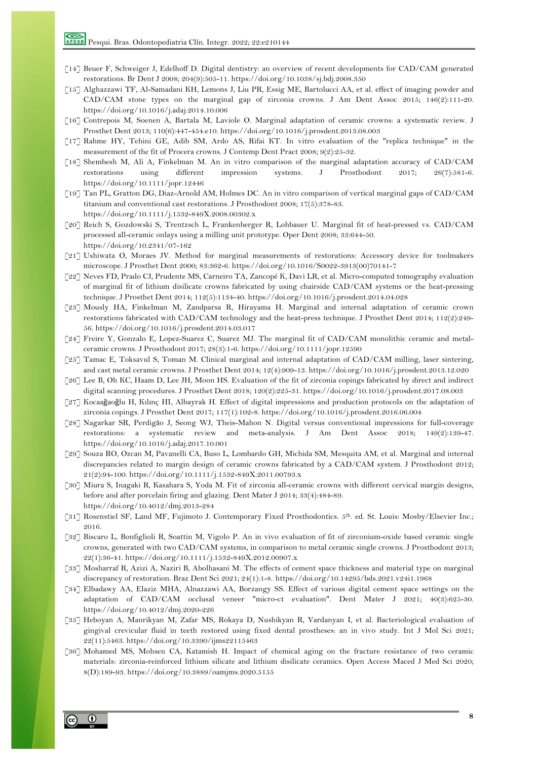[14] Beuer F, Schweiger J, Edelhoff D. Digital dentistry: an overview of recent developments for CAD/CAM generated restorations. Br Dent J 2008; 204(9):505-11. https://doi.org/10.1038/sj.bdj.2008.350

[15] Alghazzawi TF, Al-Samadani KH, Lemons J, Liu PR, Essig ME, Bartolucci AA, et al. effect of imaging powder and CAD/CAM stone types on the marginal gap of zirconia crowns. J Am Dent Assoc 2015; 146(2):111-20. https://doi.org/10.1016/j.adaj.2014.10.006

[16] Contrepois M, Soenen A, Bartala M, Laviole O. Marginal adaptation of ceramic crowns: a systematic review. J Prosthet Dent 2013; 110(6):447-454.e10. https://doi.org/10.1016/j.prosdent.2013.08.003

[17] Rahme HY, Tehini GE, Adib SM, Ardo AS, Rifai KT. In vitro evaluation of the "replica technique" in the measurement of the fit of Procera crowns. J Contemp Dent Pract 2008; 9(2):25-32.

[18] Shembesh M, Ali A, Finkelman M. An in vitro comparison of the marginal adaptation accuracy of CAD/CAM restorations using different impression systems. J Prosthodont 2017; 26(7):581-6. https://doi.org/10.1111/jopr.12446

[19] Tan PL, Gratton DG, Diaz-Arnold AM, Holmes DC. An in vitro comparison of vertical marginal gaps of CAD/CAM titanium and conventional cast restorations. J Prosthodont 2008; 17(5):378-83. https://doi.org/10.1111/j.1532-849X.2008.00302.x

[20] Reich S, Gozdowski S, Trentzsch L, Frankenberger R, Lohbauer U. Marginal fit of heat-pressed vs. CAD/CAM processed all-ceramic onlays using a milling unit prototype. Oper Dent 2008; 33:644-50. https://doi.org/10.2341/07-162

[21] Ushiwata O, Moraes JV. Method for marginal measurements of restorations: Accessory device for toolmakers microscope. J Prosthet Dent 2000; 83:362-6. https://doi.org/10.1016/S0022-3913(00)70141-7

[22] Neves FD, Prado CJ, Prudente MS, Carneiro TA, Zancopé K, Davi LR, et al. Micro-computed tomography evaluation of marginal fit of lithium disilicate crowns fabricated by using chairside CAD/CAM systems or the heat-pressing technique. J Prosthet Dent 2014; 112(5):1134-40. https://doi.org/10.1016/j.prosdent.2014.04.028

[23] Mously HA, Finkelman M, Zandparsa R, Hirayama H. Marginal and internal adaptation of ceramic crown restorations fabricated with CAD/CAM technology and the heat-press technique. J Prosthet Dent 2014; 112(2):249-56. https://doi.org/10.1016/j.prosdent.2014.03.017

[24] Freire Y, Gonzalo E, Lopez-Suarez C, Suarez MJ. The marginal fit of CAD/CAM monolithic ceramic and metal-ceramic crowns. J Prosthodont 2017; 28(3):1-6. https://doi.org/10.1111/jopr.12590

[25] Tamac E, Toksavul S, Toman M. Clinical marginal and internal adaptation of CAD/CAM milling, laser sintering, and cast metal ceramic crowns. J Prosthet Dent 2014; 12(4):909-13. https://doi.org/10.1016/j.prosdent.2013.12.020

[26] Lee B, Oh KC, Haam D, Lee JH, Moon HS. Evaluation of the fit of zirconia copings fabricated by direct and indirect digital scanning procedures. J Prosthet Dent 2018; 120(2):225-31. https://doi.org/10.1016/j.prosdent.2017.08.003

[27] Kocaağaoğlu H, Kılınç HI, Albayrak H. Effect of digital impressions and production protocols on the adaptation of zirconia copings. J Prosthet Dent 2017; 117(1):102-8. https://doi.org/10.1016/j.prosdent.2016.06.004

[28] Nagarkar SR, Perdigão J, Seong WJ, Theis-Mahon N. Digital versus conventional impressions for full-coverage restorations: a systematic review and meta-analysis. J Am Dent Assoc 2018; 149(2):139-47. https://doi.org/10.1016/j.adaj.2017.10.001

[29] Souza RO, Ozcan M, Pavanelli CA, Buso L, Lombardo GH, Michida SM, Mesquita AM, et al. Marginal and internal discrepancies related to margin design of ceramic crowns fabricated by a CAD/CAM system. J Prosthodont 2012; 21(2):94-100. https://doi.org/10.1111/j.1532-849X.2011.00793.x

[30] Miura S, Inagaki R, Kasahara S, Yoda M. Fit of zirconia all-ceramic crowns with different cervical margin designs, before and after porcelain firing and glazing. Dent Mater J 2014; 33(4):484-89. https://doi.org/10.4012/dmj.2013-284

[31] Rosenstiel SF, Land MF, Fujimoto J. Contemporary Fixed Prosthodontics. 5th. ed. St. Louis: Mosby/Elsevier Inc.; 2016.

[32] Biscaro L, Bonfiglioli R, Soattin M, Vigolo P. An in vivo evaluation of fit of zirconium-oxide based ceramic single crowns, generated with two CAD/CAM systems, in comparison to metal ceramic single crowns. J Prosthodont 2013; 22(1):36-41. https://doi.org/10.1111/j.1532-849X.2012.00907.x

[33] Mosharraf R, Azizi A, Naziri B, Abolhasani M. The effects of cement space thickness and material type on marginal discrepancy of restoration. Braz Dent Sci 2021; 24(1):1-8. https://doi.org/10.14295/bds.2021.v24i1.1968

[34] Elbadawy AA, Elaziz MHA, Alnazzawi AA, Borzangy SS. Effect of various digital cement space settings on the adaptation of CAD/CAM occlusal veneer "micro-ct evaluation". Dent Mater J 2021; 40(3):625-30. https://doi.org/10.4012/dmj.2020-226

[35] Heboyan A, Manrikyan M, Zafar MS, Rokaya D, Nushikyan R, Vardanyan I, et al. Bacteriological evaluation of gingival crevicular fluid in teeth restored using fixed dental prostheses: an in vivo study. Int J Mol Sci 2021; 22(11):5463. https://doi.org/10.3390/ijms22115463

[36] Mohamed MS, Mohsen CA, Katamish H. Impact of chemical aging on the fracture resistance of two ceramic materials: zirconia-reinforced lithium silicate and lithium disilicate ceramics. Open Access Maced J Med Sci 2020; 8(D):189-93. https://doi.org/10.3889/oamjms.2020.5155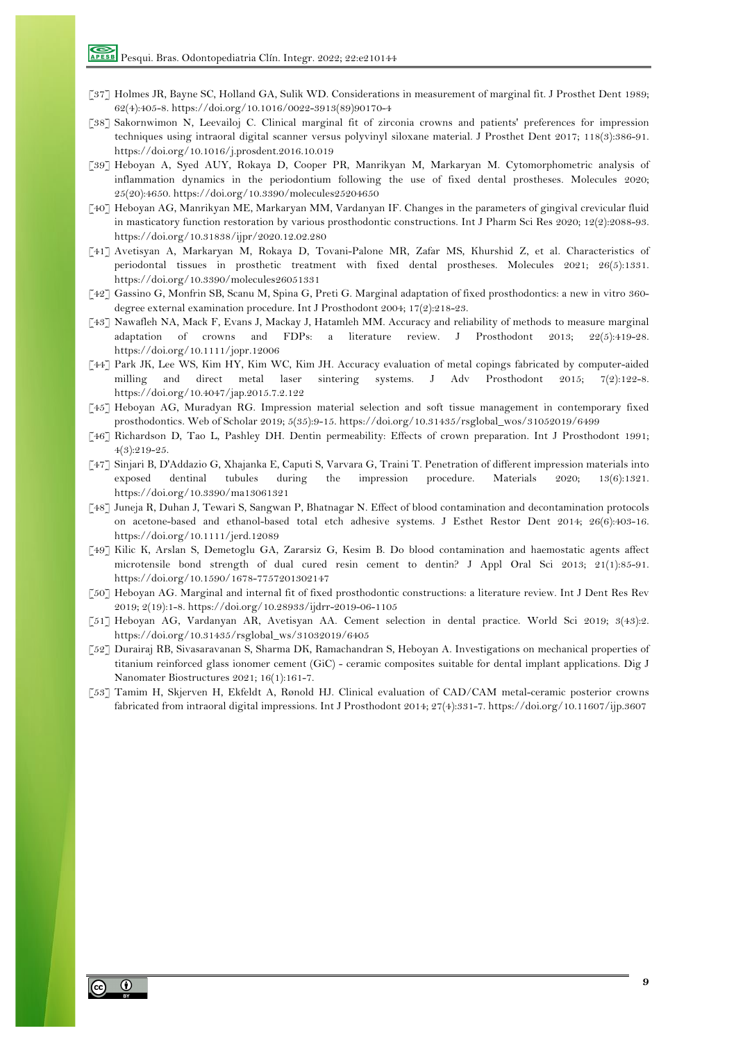[37] Holmes JR, Bayne SC, Holland GA, Sulik WD. Considerations in measurement of marginal fit. J Prosthet Dent 1989; 62(4):405-8. https://doi.org/10.1016/0022-3913(89)90170-4

[38] Sakornwimon N, Leevailoj C. Clinical marginal fit of zirconia crowns and patients' preferences for impression techniques using intraoral digital scanner versus polyvinyl siloxane material. J Prosthet Dent 2017; 118(3):386-91. https://doi.org/10.1016/j.prosdent.2016.10.019

[39] Heboyan A, Syed AUY, Rokaya D, Cooper PR, Manrikyan M, Markaryan M. Cytomorphometric analysis of inflammation dynamics in the periodontium following the use of fixed dental prostheses. Molecules 2020; 25(20):4650. https://doi.org/10.3390/molecules25204650

[40] Heboyan AG, Manrikyan ME, Markaryan MM, Vardanyan IF. Changes in the parameters of gingival crevicular fluid in masticatory function restoration by various prosthodontic constructions. Int J Pharm Sci Res 2020; 12(2):2088-93. https://doi.org/10.31838/ijpr/2020.12.02.280

[41] Avetisyan A, Markaryan M, Rokaya D, Tovani-Palone MR, Zafar MS, Khurshid Z, et al. Characteristics of periodontal tissues in prosthetic treatment with fixed dental prostheses. Molecules 2021; 26(5):1331. https://doi.org/10.3390/molecules26051331

[42] Gassino G, Monfrin SB, Scanu M, Spina G, Preti G. Marginal adaptation of fixed prosthodontics: a new in vitro 360-degree external examination procedure. Int J Prosthodont 2004; 17(2):218-23.

[43] Nawafleh NA, Mack F, Evans J, Mackay J, Hatamleh MM. Accuracy and reliability of methods to measure marginal adaptation of crowns and FDPs: a literature review. J Prosthodont 2013; 22(5):419-28. https://doi.org/10.1111/jopr.12006

[44] Park JK, Lee WS, Kim HY, Kim WC, Kim JH. Accuracy evaluation of metal copings fabricated by computer-aided milling and direct metal laser sintering systems. J Adv Prosthodont 2015; 7(2):122-8. https://doi.org/10.4047/jap.2015.7.2.122

[45] Heboyan AG, Muradyan RG. Impression material selection and soft tissue management in contemporary fixed prosthodontics. Web of Scholar 2019; 5(35):9-15. https://doi.org/10.31435/rsglobal_wos/31052019/6499

[46] Richardson D, Tao L, Pashley DH. Dentin permeability: Effects of crown preparation. Int J Prosthodont 1991; 4(3):219-25.

[47] Sinjari B, D'Addazio G, Xhajanka E, Caputi S, Varvara G, Traini T. Penetration of different impression materials into exposed dentinal tubules during the impression procedure. Materials 2020; 13(6):1321. https://doi.org/10.3390/ma13061321

[48] Juneja R, Duhan J, Tewari S, Sangwan P, Bhatnagar N. Effect of blood contamination and decontamination protocols on acetone-based and ethanol-based total etch adhesive systems. J Esthet Restor Dent 2014; 26(6):403-16. https://doi.org/10.1111/jerd.12089

[49] Kilic K, Arslan S, Demetoglu GA, Zararsiz G, Kesim B. Do blood contamination and haemostatic agents affect microtensile bond strength of dual cured resin cement to dentin? J Appl Oral Sci 2013; 21(1):85-91. https://doi.org/10.1590/1678-7757201302147

[50] Heboyan AG. Marginal and internal fit of fixed prosthodontic constructions: a literature review. Int J Dent Res Rev 2019; 2(19):1-8. https://doi.org/10.28933/ijdrr-2019-06-1105

[51] Heboyan AG, Vardanyan AR, Avetisyan AA. Cement selection in dental practice. World Sci 2019; 3(43):2. https://doi.org/10.31435/rsglobal_ws/31032019/6405

[52] Durairaj RB, Sivasaravanan S, Sharma DK, Ramachandran S, Heboyan A. Investigations on mechanical properties of titanium reinforced glass ionomer cement (GiC) - ceramic composites suitable for dental implant applications. Dig J Nanomater Biostructures 2021; 16(1):161-7.

[53] Tamim H, Skjerven H, Ekfeldt A, Rønold HJ. Clinical evaluation of CAD/CAM metal-ceramic posterior crowns fabricated from intraoral digital impressions. Int J Prosthodont 2014; 27(4):331-7. https://doi.org/10.11607/ijp.3607